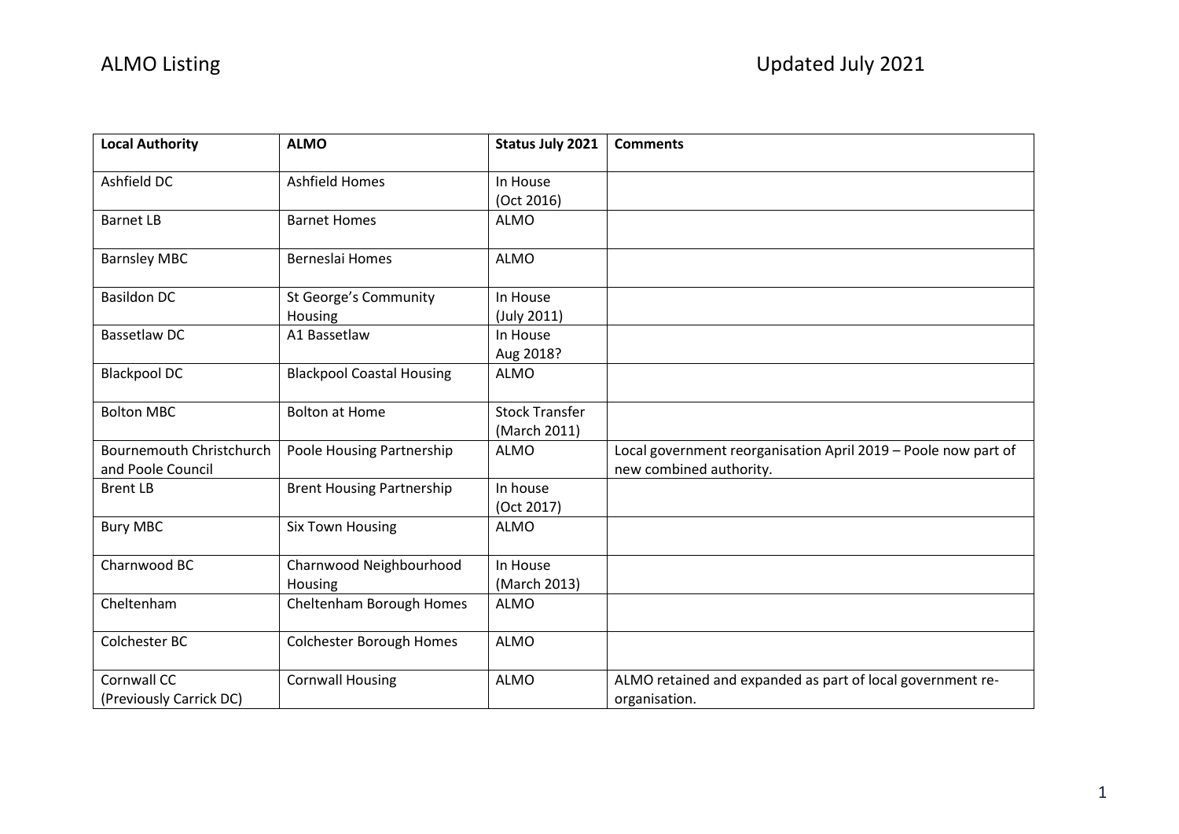ALMO Listing

Updated July 2021

| Local Authority | ALMO | Status July 2021 | Comments |
|---|---|---|---|
| Ashfield DC | Ashfield Homes | In House (Oct 2016) | |
| Barnet LB | Barnet Homes | ALMO | |
| Barnsley MBC | Berneslai Homes | ALMO | |
| Basildon DC | St George's Community Housing | In House (July 2011) | |
| Bassetlaw DC | A1 Bassetlaw | In House Aug 2018? | |
| Blackpool DC | Blackpool Coastal Housing | ALMO | |
| Bolton MBC | Bolton at Home | Stock Transfer (March 2011) | |
| Bournemouth Christchurch and Poole Council | Poole Housing Partnership | ALMO | Local government reorganisation April 2019 – Poole now part of new combined authority. |
| Brent LB | Brent Housing Partnership | In house (Oct 2017) | |
| Bury MBC | Six Town Housing | ALMO | |
| Charnwood BC | Charnwood Neighbourhood Housing | In House (March 2013) | |
| Cheltenham | Cheltenham Borough Homes | ALMO | |
| Colchester BC | Colchester Borough Homes | ALMO | |
| Cornwall CC (Previously Carrick DC) | Cornwall Housing | ALMO | ALMO retained and expanded as part of local government re-organisation. |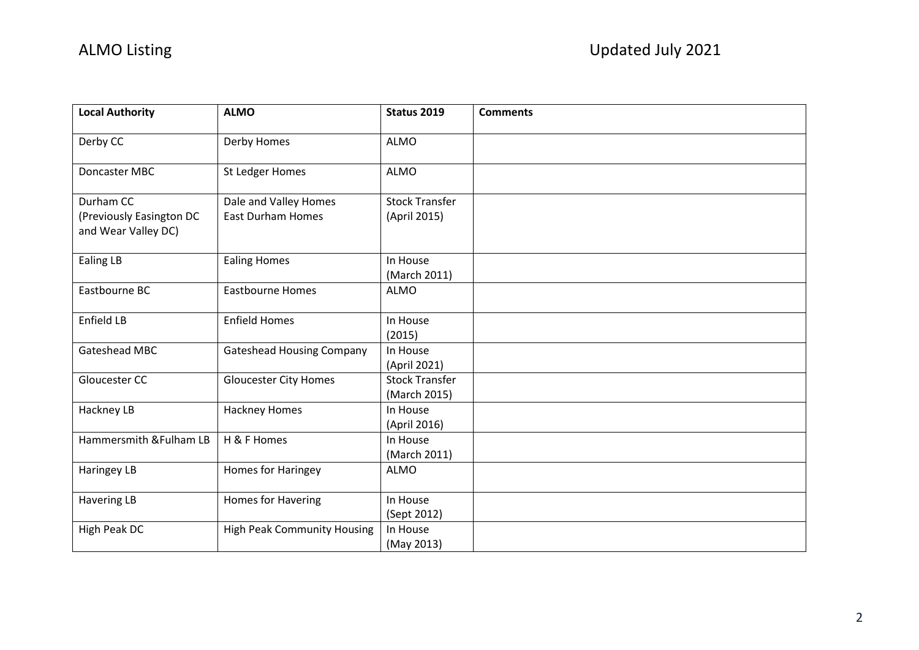| Local Authority | ALMO | Status 2019 | Comments |
|---|---|---|---|
| Derby CC | Derby Homes | ALMO | |
| Doncaster MBC | St Ledger Homes | ALMO | |
| Durham CC (Previously Easington DC and Wear Valley DC) | Dale and Valley Homes East Durham Homes | Stock Transfer (April 2015) | |
| Ealing LB | Ealing Homes | In House (March 2011) | |
| Eastbourne BC | Eastbourne Homes | ALMO | |
| Enfield LB | Enfield Homes | In House (2015) | |
| Gateshead MBC | Gateshead Housing Company | In House (April 2021) | |
| Gloucester CC | Gloucester City Homes | Stock Transfer (March 2015) | |
| Hackney LB | Hackney Homes | In House (April 2016) | |
| Hammersmith &Fulham LB | H & F Homes | In House (March 2011) | |
| Haringey LB | Homes for Haringey | ALMO | |
| Havering LB | Homes for Havering | In House (Sept 2012) | |
| High Peak DC | High Peak Community Housing | In House (May 2013) | |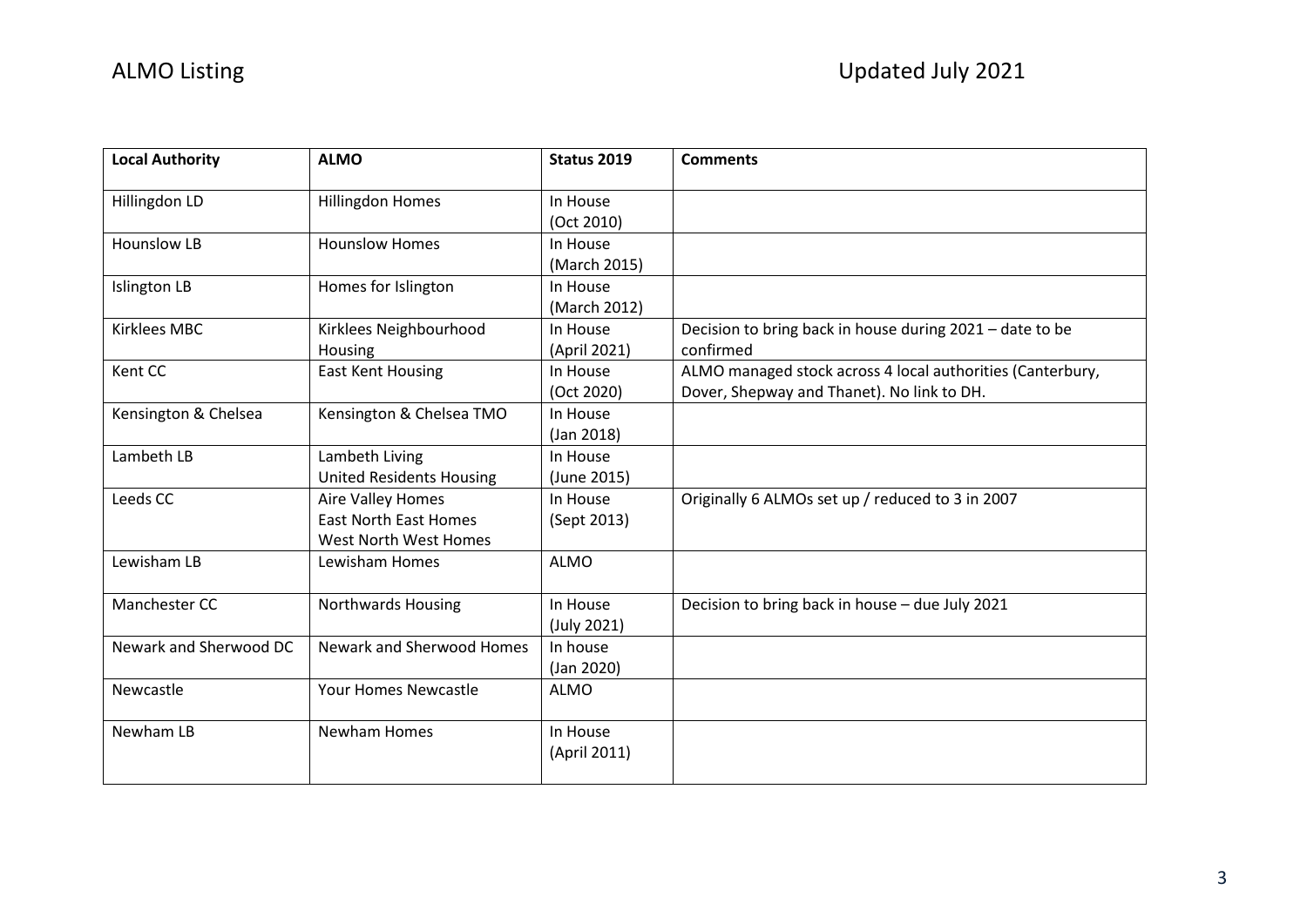| Local Authority | ALMO | Status 2019 | Comments |
|---|---|---|---|
| Hillingdon LD | Hillingdon Homes | In House (Oct 2010) | |
| Hounslow LB | Hounslow Homes | In House (March 2015) | |
| Islington LB | Homes for Islington | In House (March 2012) | |
| Kirklees MBC | Kirklees Neighbourhood Housing | In House (April 2021) | Decision to bring back in house during 2021 – date to be confirmed |
| Kent CC | East Kent Housing | In House (Oct 2020) | ALMO managed stock across 4 local authorities (Canterbury, Dover, Shepway and Thanet). No link to DH. |
| Kensington & Chelsea | Kensington & Chelsea TMO | In House (Jan 2018) | |
| Lambeth LB | Lambeth Living<br>United Residents Housing | In House (June 2015) | |
| Leeds CC | Aire Valley Homes<br>East North East Homes<br>West North West Homes | In House (Sept 2013) | Originally 6 ALMOs set up / reduced to 3 in 2007 |
| Lewisham LB | Lewisham Homes | ALMO | |
| Manchester CC | Northwards Housing | In House (July 2021) | Decision to bring back in house – due July 2021 |
| Newark and Sherwood DC | Newark and Sherwood Homes | In house (Jan 2020) | |
| Newcastle | Your Homes Newcastle | ALMO | |
| Newham LB | Newham Homes | In House (April 2011) | |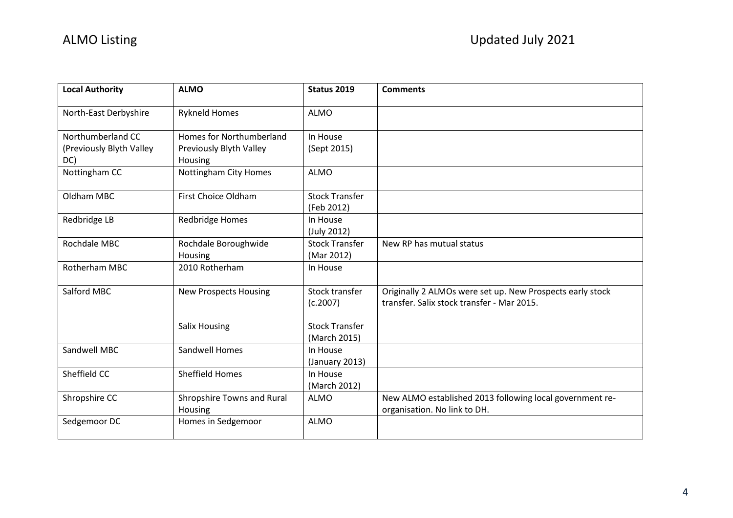| Local Authority | ALMO | Status 2019 | Comments |
|---|---|---|---|
| North-East Derbyshire | Rykneld Homes | ALMO | |
| Northumberland CC (Previously Blyth Valley DC) | Homes for Northumberland Previously Blyth Valley Housing | In House (Sept 2015) | |
| Nottingham CC | Nottingham City Homes | ALMO | |
| Oldham MBC | First Choice Oldham | Stock Transfer (Feb 2012) | |
| Redbridge LB | Redbridge Homes | In House (July 2012) | |
| Rochdale MBC | Rochdale Boroughwide Housing | Stock Transfer (Mar 2012) | New RP has mutual status |
| Rotherham MBC | 2010 Rotherham | In House | |
| Salford MBC | New Prospects Housing<br><br>Salix Housing | Stock transfer (c.2007)<br><br>Stock Transfer (March 2015) | Originally 2 ALMOs were set up. New Prospects early stock transfer. Salix stock transfer - Mar 2015. |
| Sandwell MBC | Sandwell Homes | In House (January 2013) | |
| Sheffield CC | Sheffield Homes | In House (March 2012) | |
| Shropshire CC | Shropshire Towns and Rural Housing | ALMO | New ALMO established 2013 following local government re-organisation. No link to DH. |
| Sedgemoor DC | Homes in Sedgemoor | ALMO | |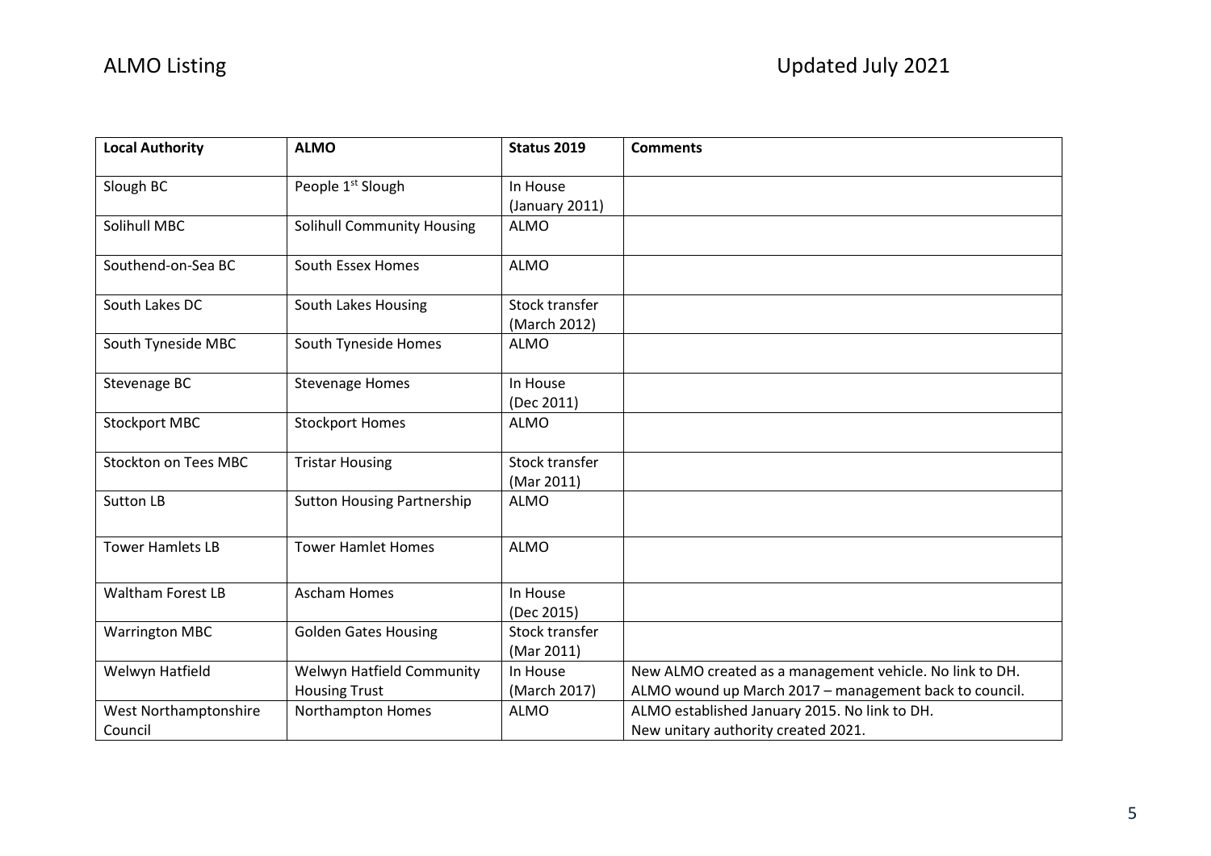| Local Authority | ALMO | Status 2019 | Comments |
|---|---|---|---|
| Slough BC | People 1st Slough | In House (January 2011) | |
| Solihull MBC | Solihull Community Housing | ALMO | |
| Southend-on-Sea BC | South Essex Homes | ALMO | |
| South Lakes DC | South Lakes Housing | Stock transfer (March 2012) | |
| South Tyneside MBC | South Tyneside Homes | ALMO | |
| Stevenage BC | Stevenage Homes | In House (Dec 2011) | |
| Stockport MBC | Stockport Homes | ALMO | |
| Stockton on Tees MBC | Tristar Housing | Stock transfer (Mar 2011) | |
| Sutton LB | Sutton Housing Partnership | ALMO | |
| Tower Hamlets LB | Tower Hamlet Homes | ALMO | |
| Waltham Forest LB | Ascham Homes | In House (Dec 2015) | |
| Warrington MBC | Golden Gates Housing | Stock transfer (Mar 2011) | |
| Welwyn Hatfield | Welwyn Hatfield Community Housing Trust | In House (March 2017) | New ALMO created as a management vehicle. No link to DH. ALMO wound up March 2017 – management back to council. |
| West Northamptonshire Council | Northampton Homes | ALMO | ALMO established January 2015. No link to DH. New unitary authority created 2021. |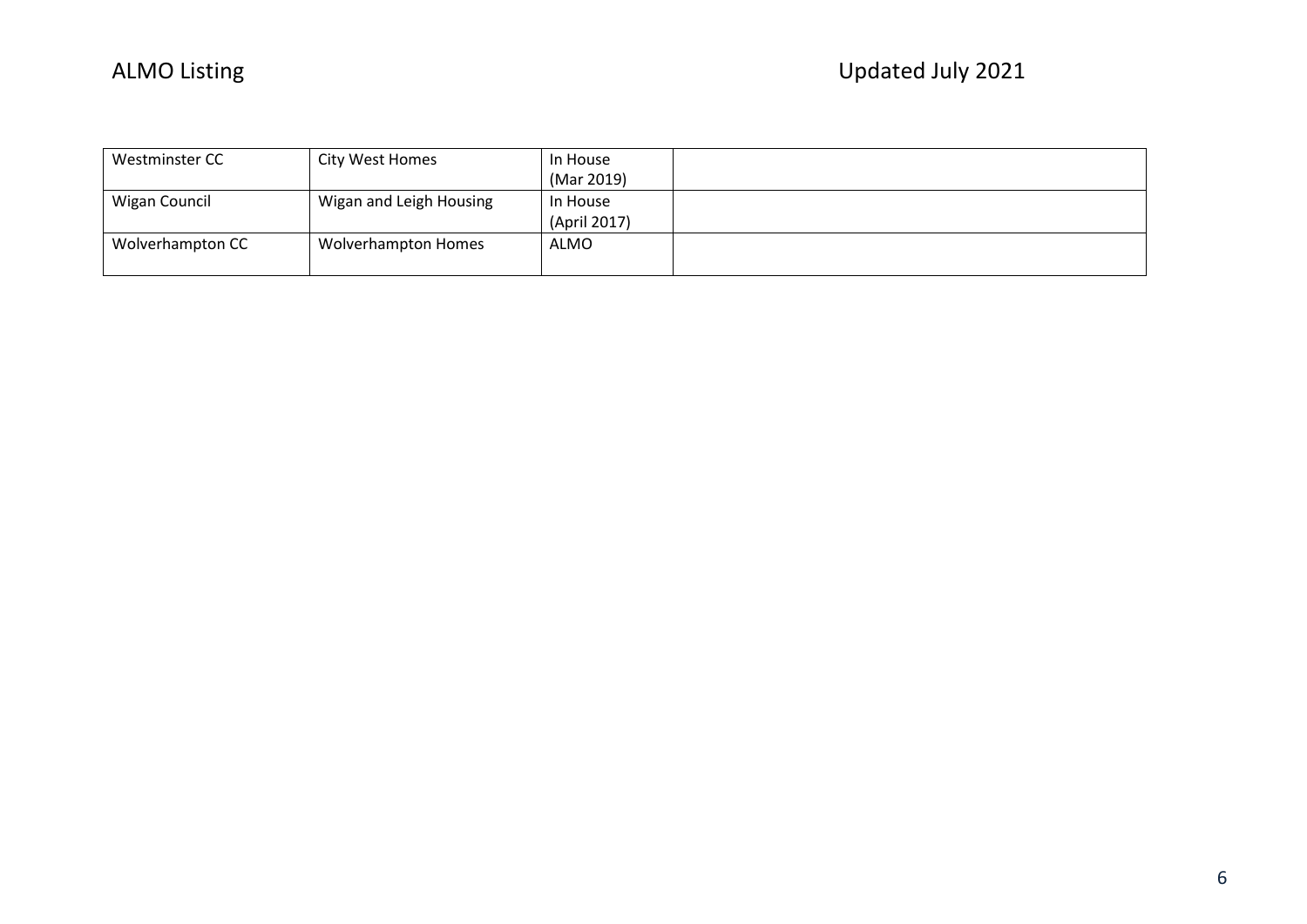| | | | |
|---|---|---|---|
| Westminster CC | City West Homes | In House (Mar 2019) | |
| Wigan Council | Wigan and Leigh Housing | In House (April 2017) | |
| Wolverhampton CC | Wolverhampton Homes | ALMO | |